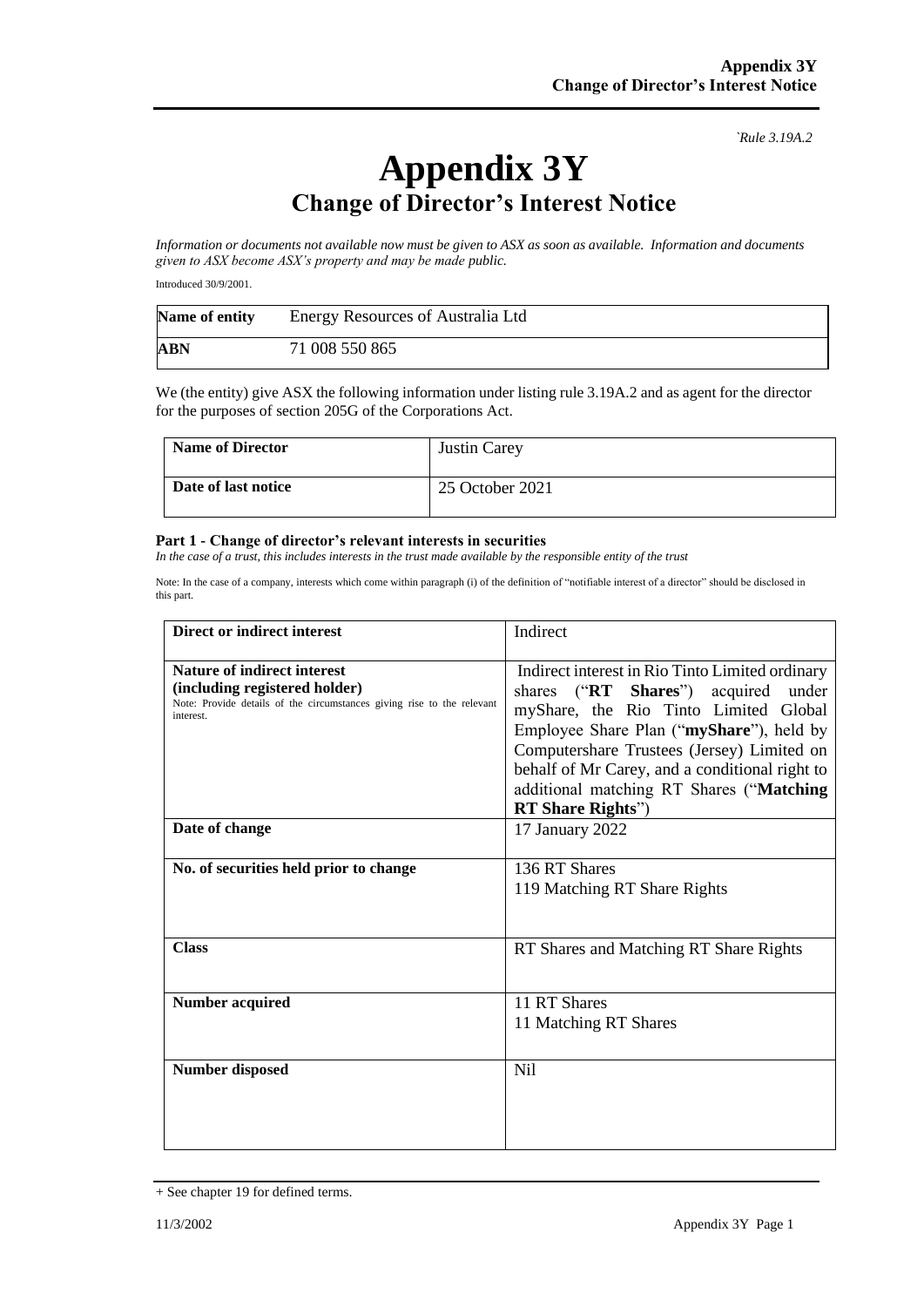`Rule 3.19A.2

# Appendix 3Y
## Change of Director's Interest Notice

*Information or documents not available now must be given to ASX as soon as available. Information and documents given to ASX become ASX's property and may be made public.*

Introduced 30/9/2001.

| **Name of entity** | Energy Resources of Australia Ltd |
|---|---|
| **ABN** | 71 008 550 865 |

We (the entity) give ASX the following information under listing rule 3.19A.2 and as agent for the director for the purposes of section 205G of the Corporations Act.

| **Name of Director** | Justin Carey |
|---|---|
| **Date of last notice** | 25 October 2021 |

#### Part 1 - Change of director's relevant interests in securities

*In the case of a trust, this includes interests in the trust made available by the responsible entity of the trust*

Note: In the case of a company, interests which come within paragraph (i) of the definition of "notifiable interest of a director" should be disclosed in this part.

| **Direct or indirect interest** | Indirect |
|---|---|
| **Nature of indirect interest (including registered holder)**<br>Note: Provide details of the circumstances giving rise to the relevant interest. | Indirect interest in Rio Tinto Limited ordinary shares ("**RT Shares**") acquired under myShare, the Rio Tinto Limited Global Employee Share Plan ("**myShare**"), held by Computershare Trustees (Jersey) Limited on behalf of Mr Carey, and a conditional right to additional matching RT Shares ("**Matching RT Share Rights**") |
| **Date of change** | 17 January 2022 |
| **No. of securities held prior to change** | 136 RT Shares<br>119 Matching RT Share Rights |
| **Class** | RT Shares and Matching RT Share Rights |
| **Number acquired** | 11 RT Shares<br>11 Matching RT Shares |
| **Number disposed** | Nil |

+ See chapter 19 for defined terms.

11/3/2002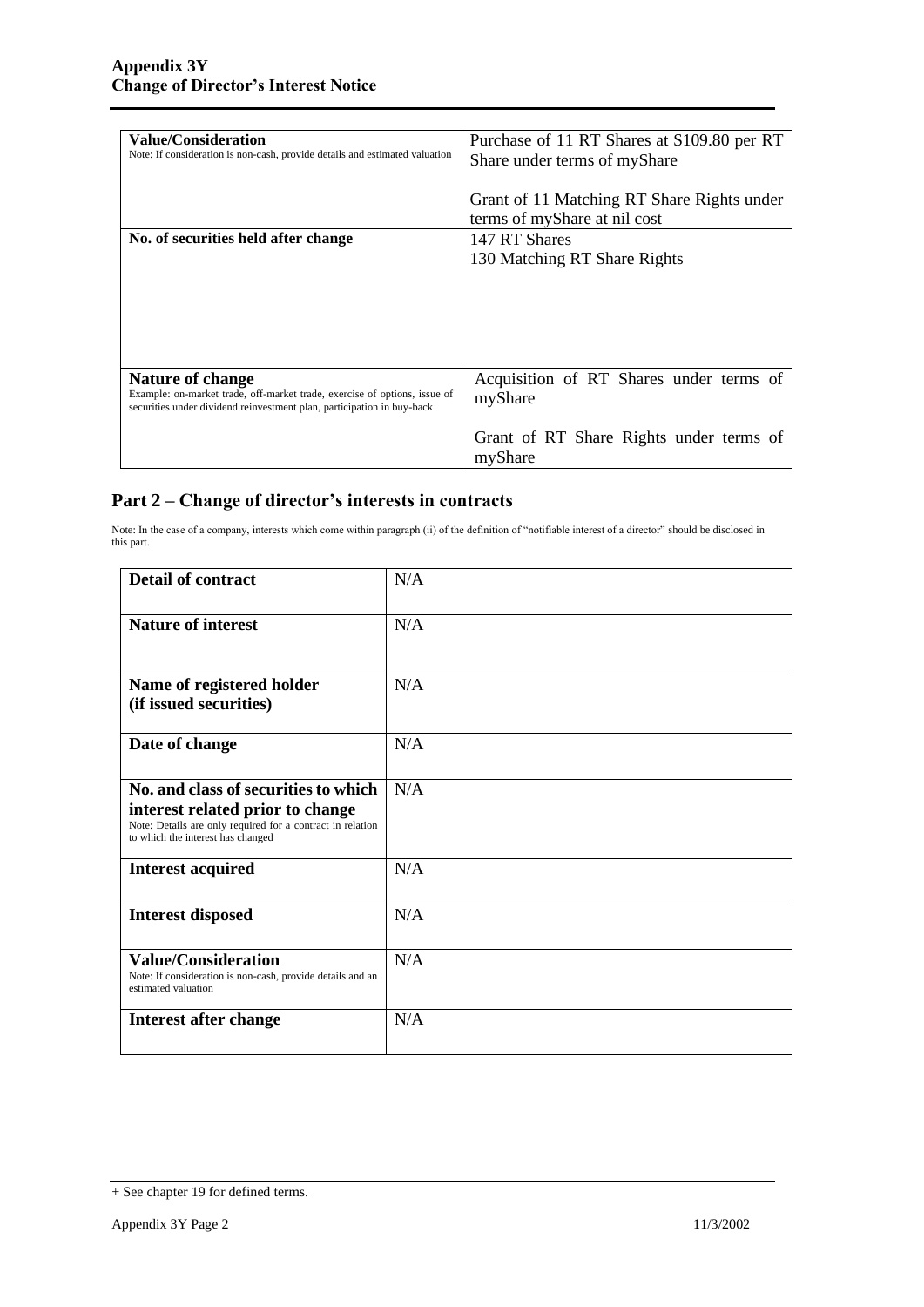| **Value/Consideration**<br>Note: If consideration is non-cash, provide details and estimated valuation | Purchase of 11 RT Shares at $109.80 per RT Share under terms of myShare<br><br>Grant of 11 Matching RT Share Rights under terms of myShare at nil cost |
|---|---|
| **No. of securities held after change** | 147 RT Shares<br>130 Matching RT Share Rights |
| **Nature of change**<br>Example: on-market trade, off-market trade, exercise of options, issue of securities under dividend reinvestment plan, participation in buy-back | Acquisition of RT Shares under terms of myShare<br><br>Grant of RT Share Rights under terms of myShare |

## Part 2 – Change of director's interests in contracts

Note: In the case of a company, interests which come within paragraph (ii) of the definition of "notifiable interest of a director" should be disclosed in this part.

| **Detail of contract** | N/A |
|---|---|
| **Nature of interest** | N/A |
| **Name of registered holder (if issued securities)** | N/A |
| **Date of change** | N/A |
| **No. and class of securities to which interest related prior to change**<br>Note: Details are only required for a contract in relation to which the interest has changed | N/A |
| **Interest acquired** | N/A |
| **Interest disposed** | N/A |
| **Value/Consideration**<br>Note: If consideration is non-cash, provide details and an estimated valuation | N/A |
| **Interest after change** | N/A |

+ See chapter 19 for defined terms.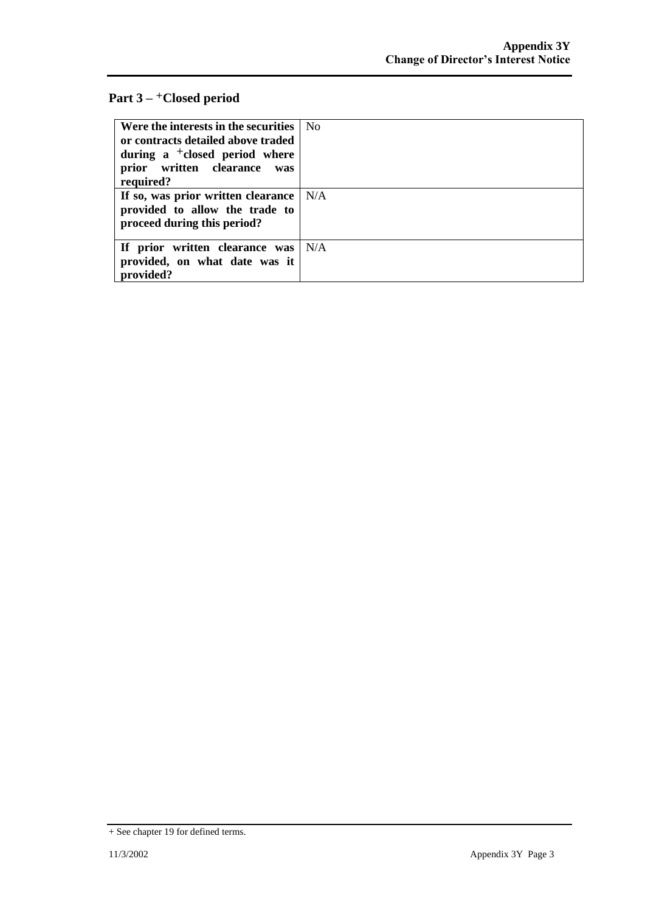## Part 3 – +Closed period

| | |
|---|---|
| **Were the interests in the securities or contracts detailed above traded during a +closed period where prior written clearance was required?** | No |
| **If so, was prior written clearance provided to allow the trade to proceed during this period?** | N/A |
| **If prior written clearance was provided, on what date was it provided?** | N/A |

+ See chapter 19 for defined terms.